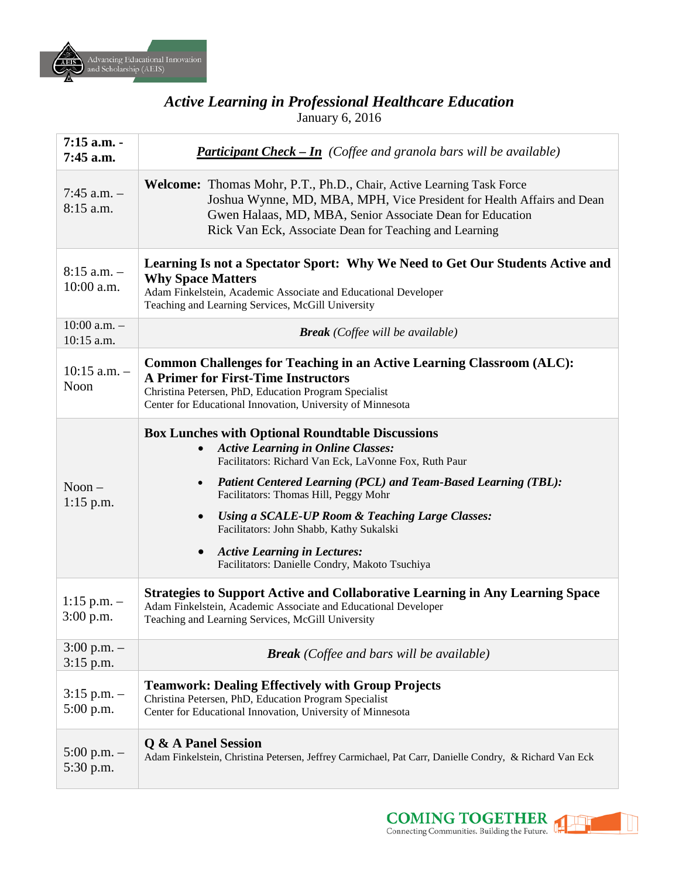Advancing Educational Innovation and Scholarship (AEIS)

# *Active Learning in Professional Healthcare Education*

January 6, 2016

| Time | Session |
|---|---|
| **7:15 a.m. - 7:45 a.m.** | ***Participant Check – In*** *(Coffee and granola bars will be available)* |
| 7:45 a.m. – 8:15 a.m. | **Welcome:** Thomas Mohr, P.T., Ph.D., Chair, Active Learning Task Force<br>Joshua Wynne, MD, MBA, MPH, Vice President for Health Affairs and Dean<br>Gwen Halaas, MD, MBA, Senior Associate Dean for Education<br>Rick Van Eck, Associate Dean for Teaching and Learning |
| 8:15 a.m. – 10:00 a.m. | **Learning Is not a Spectator Sport: Why We Need to Get Our Students Active and Why Space Matters**<br>Adam Finkelstein, Academic Associate and Educational Developer<br>Teaching and Learning Services, McGill University |
| 10:00 a.m. – 10:15 a.m. | ***Break*** *(Coffee will be available)* |
| 10:15 a.m. – Noon | **Common Challenges for Teaching in an Active Learning Classroom (ALC): A Primer for First-Time Instructors**<br>Christina Petersen, PhD, Education Program Specialist<br>Center for Educational Innovation, University of Minnesota |
| Noon – 1:15 p.m. | **Box Lunches with Optional Roundtable Discussions**<br>• ***Active Learning in Online Classes:*** Facilitators: Richard Van Eck, LaVonne Fox, Ruth Paur<br>• ***Patient Centered Learning (PCL) and Team-Based Learning (TBL):*** Facilitators: Thomas Hill, Peggy Mohr<br>• ***Using a SCALE-UP Room & Teaching Large Classes:*** Facilitators: John Shabb, Kathy Sukalski<br>• ***Active Learning in Lectures:*** Facilitators: Danielle Condry, Makoto Tsuchiya |
| 1:15 p.m. – 3:00 p.m. | **Strategies to Support Active and Collaborative Learning in Any Learning Space**<br>Adam Finkelstein, Academic Associate and Educational Developer<br>Teaching and Learning Services, McGill University |
| 3:00 p.m. – 3:15 p.m. | ***Break*** *(Coffee and bars will be available)* |
| 3:15 p.m. – 5:00 p.m. | **Teamwork: Dealing Effectively with Group Projects**<br>Christina Petersen, PhD, Education Program Specialist<br>Center for Educational Innovation, University of Minnesota |
| 5:00 p.m. – 5:30 p.m. | **Q & A Panel Session**<br>Adam Finkelstein, Christina Petersen, Jeffrey Carmichael, Pat Carr, Danielle Condry, & Richard Van Eck |

COMING TOGETHER
Connecting Communities. Building the Future.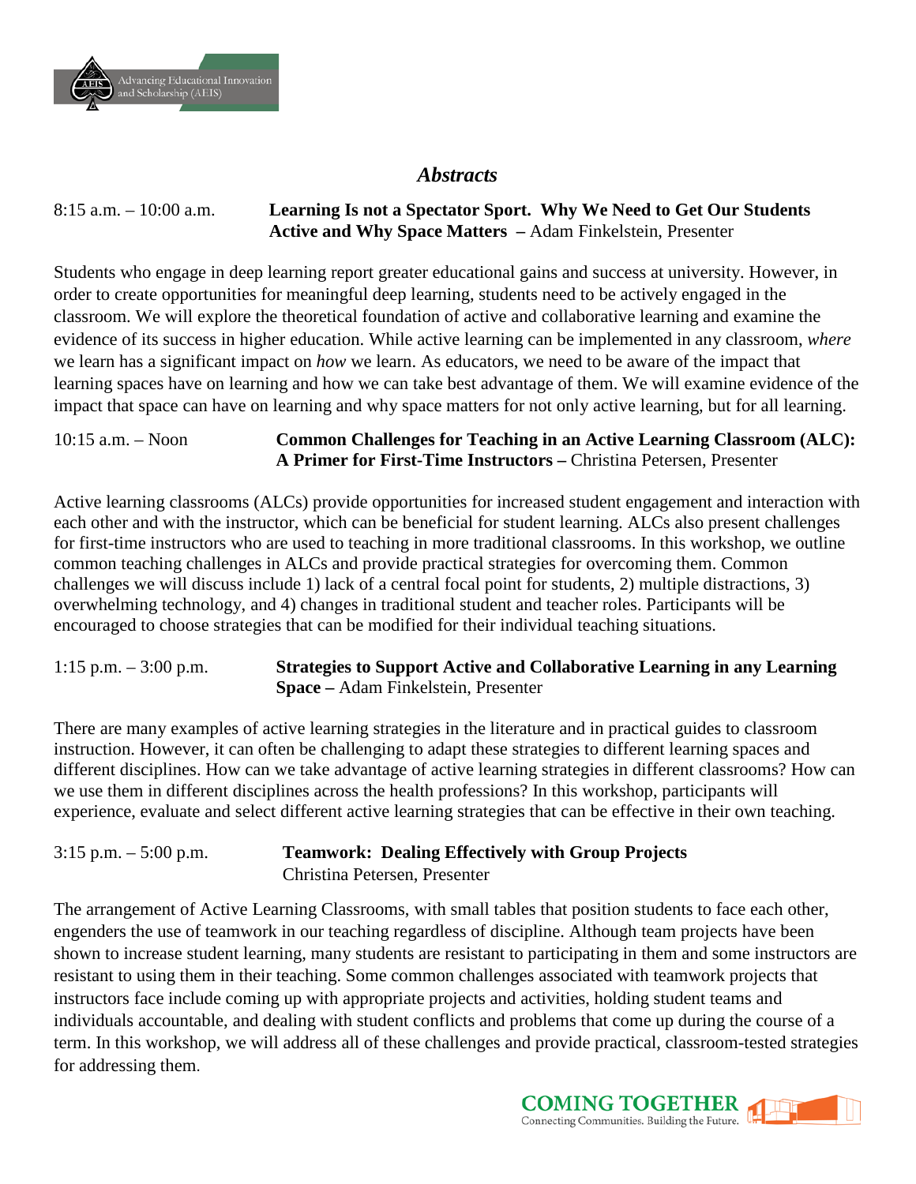# *Abstracts*

8:15 a.m. – 10:00 a.m. **Learning Is not a Spectator Sport. Why We Need to Get Our Students Active and Why Space Matters –** Adam Finkelstein, Presenter

Students who engage in deep learning report greater educational gains and success at university. However, in order to create opportunities for meaningful deep learning, students need to be actively engaged in the classroom. We will explore the theoretical foundation of active and collaborative learning and examine the evidence of its success in higher education. While active learning can be implemented in any classroom, *where* we learn has a significant impact on *how* we learn. As educators, we need to be aware of the impact that learning spaces have on learning and how we can take best advantage of them. We will examine evidence of the impact that space can have on learning and why space matters for not only active learning, but for all learning.

10:15 a.m. – Noon **Common Challenges for Teaching in an Active Learning Classroom (ALC): A Primer for First-Time Instructors –** Christina Petersen, Presenter

Active learning classrooms (ALCs) provide opportunities for increased student engagement and interaction with each other and with the instructor, which can be beneficial for student learning. ALCs also present challenges for first-time instructors who are used to teaching in more traditional classrooms. In this workshop, we outline common teaching challenges in ALCs and provide practical strategies for overcoming them. Common challenges we will discuss include 1) lack of a central focal point for students, 2) multiple distractions, 3) overwhelming technology, and 4) changes in traditional student and teacher roles. Participants will be encouraged to choose strategies that can be modified for their individual teaching situations.

1:15 p.m. – 3:00 p.m. **Strategies to Support Active and Collaborative Learning in any Learning Space –** Adam Finkelstein, Presenter

There are many examples of active learning strategies in the literature and in practical guides to classroom instruction. However, it can often be challenging to adapt these strategies to different learning spaces and different disciplines. How can we take advantage of active learning strategies in different classrooms? How can we use them in different disciplines across the health professions? In this workshop, participants will experience, evaluate and select different active learning strategies that can be effective in their own teaching.

3:15 p.m. – 5:00 p.m. **Teamwork: Dealing Effectively with Group Projects**
Christina Petersen, Presenter

The arrangement of Active Learning Classrooms, with small tables that position students to face each other, engenders the use of teamwork in our teaching regardless of discipline. Although team projects have been shown to increase student learning, many students are resistant to participating in them and some instructors are resistant to using them in their teaching. Some common challenges associated with teamwork projects that instructors face include coming up with appropriate projects and activities, holding student teams and individuals accountable, and dealing with student conflicts and problems that come up during the course of a term. In this workshop, we will address all of these challenges and provide practical, classroom-tested strategies for addressing them.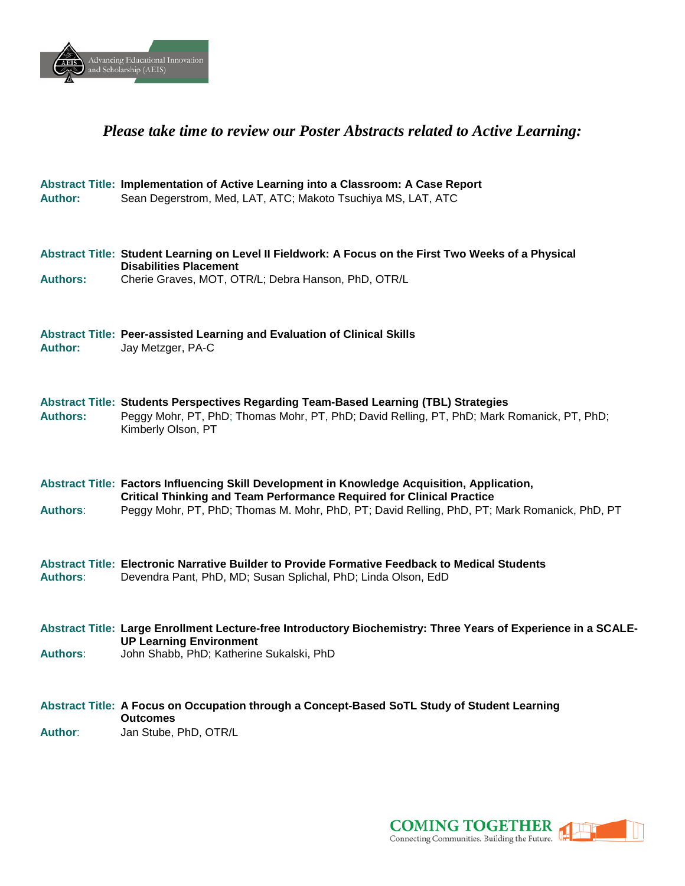*Please take time to review our Poster Abstracts related to Active Learning:*

**Abstract Title:** **Implementation of Active Learning into a Classroom: A Case Report**
**Author:** Sean Degerstrom, Med, LAT, ATC; Makoto Tsuchiya MS, LAT, ATC

**Abstract Title:** **Student Learning on Level II Fieldwork: A Focus on the First Two Weeks of a Physical Disabilities Placement**
**Authors:** Cherie Graves, MOT, OTR/L; Debra Hanson, PhD, OTR/L

**Abstract Title:** **Peer-assisted Learning and Evaluation of Clinical Skills**
**Author:** Jay Metzger, PA-C

**Abstract Title:** **Students Perspectives Regarding Team-Based Learning (TBL) Strategies**
**Authors:** Peggy Mohr, PT, PhD; Thomas Mohr, PT, PhD; David Relling, PT, PhD; Mark Romanick, PT, PhD; Kimberly Olson, PT

**Abstract Title:** **Factors Influencing Skill Development in Knowledge Acquisition, Application, Critical Thinking and Team Performance Required for Clinical Practice**
**Authors**: Peggy Mohr, PT, PhD; Thomas M. Mohr, PhD, PT; David Relling, PhD, PT; Mark Romanick, PhD, PT

**Abstract Title:** **Electronic Narrative Builder to Provide Formative Feedback to Medical Students**
**Authors**: Devendra Pant, PhD, MD; Susan Splichal, PhD; Linda Olson, EdD

**Abstract Title:** **Large Enrollment Lecture-free Introductory Biochemistry: Three Years of Experience in a SCALE-UP Learning Environment**
**Authors**: John Shabb, PhD; Katherine Sukalski, PhD

**Abstract Title:** **A Focus on Occupation through a Concept-Based SoTL Study of Student Learning Outcomes**
**Author**: Jan Stube, PhD, OTR/L